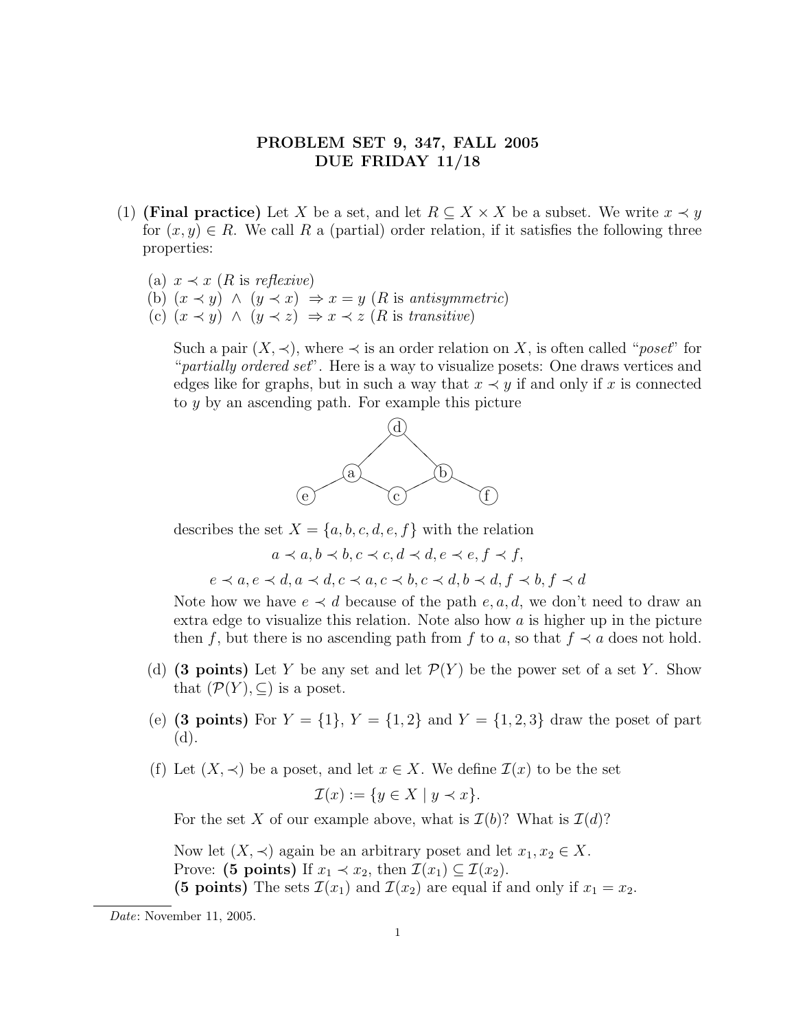# PROBLEM SET 9, 347, FALL 2005
## DUE FRIDAY 11/18

(1) **(Final practice)** Let $X$ be a set, and let $R \subseteq X \times X$ be a subset. We write $x \prec y$ for $(x, y) \in R$. We call $R$ a (partial) order relation, if it satisfies the following three properties:

(a) $x \prec x$ ($R$ is *reflexive*)

(b) $(x \prec y) \wedge (y \prec x) \Rightarrow x = y$ ($R$ is *antisymmetric*)

(c) $(x \prec y) \wedge (y \prec z) \Rightarrow x \prec z$ ($R$ is *transitive*)

Such a pair $(X, \prec)$, where $\prec$ is an order relation on $X$, is often called "*poset*" for "*partially ordered set*". Here is a way to visualize posets: One draws vertices and edges like for graphs, but in such a way that $x \prec y$ if and only if $x$ is connected to $y$ by an ascending path. For example this picture

d

a b

e c f

describes the set $X = \{a, b, c, d, e, f\}$ with the relation

$$a \prec a, b \prec b, c \prec c, d \prec d, e \prec e, f \prec f,$$

$$e \prec a, e \prec d, a \prec d, c \prec a, c \prec b, c \prec d, b \prec d, f \prec b, f \prec d$$

Note how we have $e \prec d$ because of the path $e, a, d$, we don't need to draw an extra edge to visualize this relation. Note also how $a$ is higher up in the picture then $f$, but there is no ascending path from $f$ to $a$, so that $f \prec a$ does not hold.

(d) **(3 points)** Let $Y$ be any set and let $\mathcal{P}(Y)$ be the power set of a set $Y$. Show that $(\mathcal{P}(Y), \subseteq)$ is a poset.

(e) **(3 points)** For $Y = \{1\}$, $Y = \{1, 2\}$ and $Y = \{1, 2, 3\}$ draw the poset of part (d).

(f) Let $(X, \prec)$ be a poset, and let $x \in X$. We define $\mathcal{I}(x)$ to be the set

$$\mathcal{I}(x) := \{y \in X \mid y \prec x\}.$$

For the set $X$ of our example above, what is $\mathcal{I}(b)$? What is $\mathcal{I}(d)$?

Now let $(X, \prec)$ again be an arbitrary poset and let $x_1, x_2 \in X$.
Prove: **(5 points)** If $x_1 \prec x_2$, then $\mathcal{I}(x_1) \subseteq \mathcal{I}(x_2)$.
**(5 points)** The sets $\mathcal{I}(x_1)$ and $\mathcal{I}(x_2)$ are equal if and only if $x_1 = x_2$.

*Date*: November 11, 2005.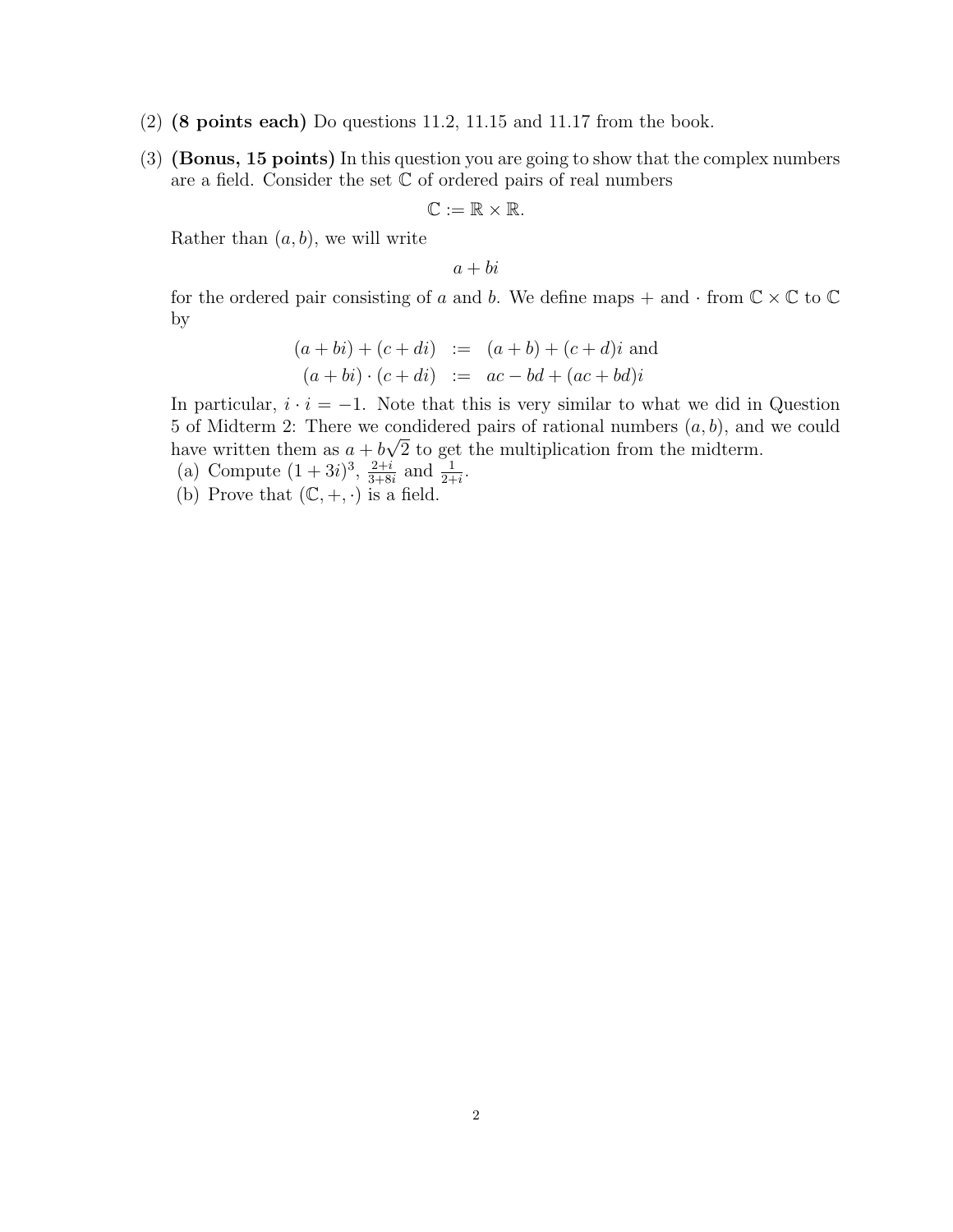(2) **(8 points each)** Do questions 11.2, 11.15 and 11.17 from the book.

(3) **(Bonus, 15 points)** In this question you are going to show that the complex numbers are a field. Consider the set $\mathbb{C}$ of ordered pairs of real numbers

$$\mathbb{C} := \mathbb{R} \times \mathbb{R}.$$

Rather than $(a, b)$, we will write

$$a + bi$$

for the ordered pair consisting of $a$ and $b$. We define maps $+$ and $\cdot$ from $\mathbb{C} \times \mathbb{C}$ to $\mathbb{C}$ by

$$\begin{aligned} (a + bi) + (c + di) &:= (a + b) + (c + d)i \text{ and} \\ (a + bi) \cdot (c + di) &:= ac - bd + (ac + bd)i \end{aligned}$$

In particular, $i \cdot i = -1$. Note that this is very similar to what we did in Question 5 of Midterm 2: There we condidered pairs of rational numbers $(a, b)$, and we could have written them as $a + b\sqrt{2}$ to get the multiplication from the midterm.

(a) Compute $(1 + 3i)^3$, $\frac{2+i}{3+8i}$ and $\frac{1}{2+i}$.

(b) Prove that $(\mathbb{C}, +, \cdot)$ is a field.